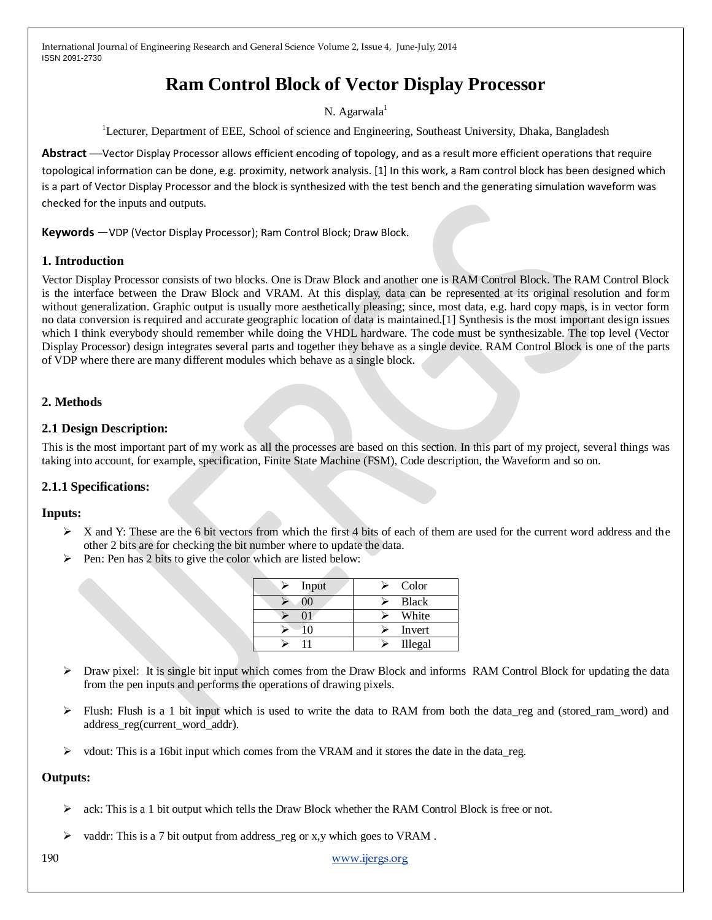# Ram Control Block of Vector Display Processor

N. Agarwala[1]

[1]Lecturer, Department of EEE, School of science and Engineering, Southeast University, Dhaka, Bangladesh

**Abstract** —Vector Display Processor allows efficient encoding of topology, and as a result more efficient operations that require topological information can be done, e.g. proximity, network analysis. [1] In this work, a Ram control block has been designed which is a part of Vector Display Processor and the block is synthesized with the test bench and the generating simulation waveform was checked for the inputs and outputs.

**Keywords** —VDP (Vector Display Processor); Ram Control Block; Draw Block.

## 1. Introduction

Vector Display Processor consists of two blocks. One is Draw Block and another one is RAM Control Block. The RAM Control Block is the interface between the Draw Block and VRAM. At this display, data can be represented at its original resolution and form without generalization. Graphic output is usually more aesthetically pleasing; since, most data, e.g. hard copy maps, is in vector form no data conversion is required and accurate geographic location of data is maintained.[1] Synthesis is the most important design issues which I think everybody should remember while doing the VHDL hardware. The code must be synthesizable. The top level (Vector Display Processor) design integrates several parts and together they behave as a single device. RAM Control Block is one of the parts of VDP where there are many different modules which behave as a single block.

## 2. Methods

### 2.1 Design Description:

This is the most important part of my work as all the processes are based on this section. In this part of my project, several things was taking into account, for example, specification, Finite State Machine (FSM), Code description, the Waveform and so on.

### 2.1.1 Specifications:

**Inputs:**

- X and Y: These are the 6 bit vectors from which the first 4 bits of each of them are used for the current word address and the other 2 bits are for checking the bit number where to update the data.
- Pen: Pen has 2 bits to give the color which are listed below:

| Input | Color |
|---|---|
| 00 | Black |
| 01 | White |
| 10 | Invert |
| 11 | Illegal |

- Draw pixel: It is single bit input which comes from the Draw Block and informs RAM Control Block for updating the data from the pen inputs and performs the operations of drawing pixels.

- Flush: Flush is a 1 bit input which is used to write the data to RAM from both the data_reg and (stored_ram_word) and address_reg(current_word_addr).

- vdout: This is a 16bit input which comes from the VRAM and it stores the date in the data_reg.

**Outputs:**

- ack: This is a 1 bit output which tells the Draw Block whether the RAM Control Block is free or not.

- vaddr: This is a 7 bit output from address_reg or x,y which goes to VRAM .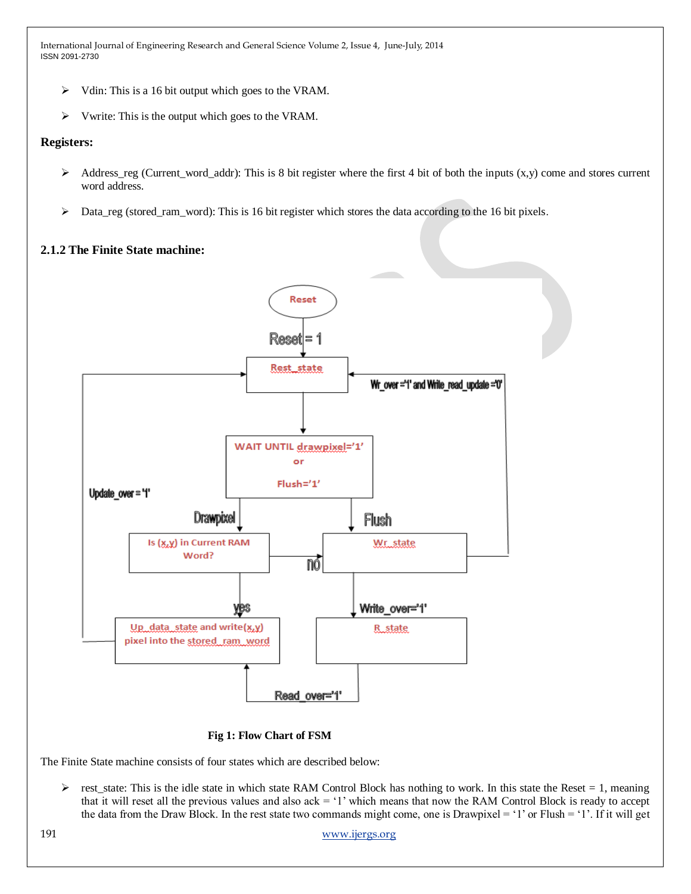- Vdin: This is a 16 bit output which goes to the VRAM.
- Vwrite: This is the output which goes to the VRAM.

**Registers:**

- Address_reg (Current_word_addr): This is 8 bit register where the first 4 bit of both the inputs (x,y) come and stores current word address.
- Data_reg (stored_ram_word): This is 16 bit register which stores the data according to the 16 bit pixels.

### 2.1.2 The Finite State machine:

Reset

Reset = 1

Rest_state

Wr_over ='1' and Write_read_update ='0'

WAIT UNTIL drawpixel='1'
or
Flush='1'

Update_over = '1'

Drawpixel

Flush

Is (x,y) in Current RAM Word?

no

Wr_state

yes

Write_over='1'

Up_data_state and write(x,y) pixel into the stored_ram_word

R_state

Read_over='1'

**Fig 1: Flow Chart of FSM**

The Finite State machine consists of four states which are described below:

- rest_state: This is the idle state in which state RAM Control Block has nothing to work. In this state the Reset = 1, meaning that it will reset all the previous values and also ack = '1' which means that now the RAM Control Block is ready to accept the data from the Draw Block. In the rest state two commands might come, one is Drawpixel = '1' or Flush = '1'. If it will get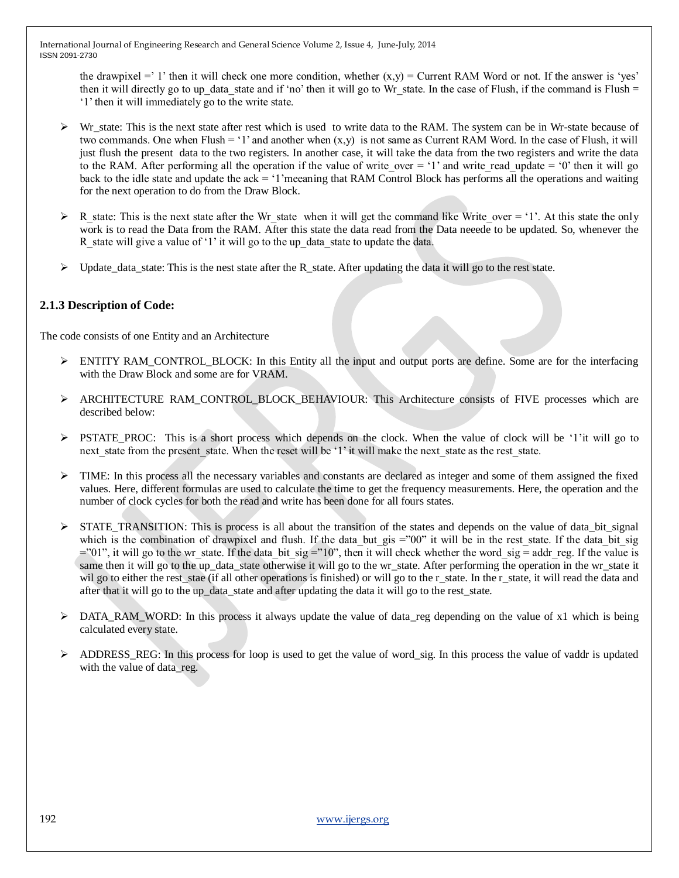the drawpixel =' 1' then it will check one more condition, whether (x,y) = Current RAM Word or not. If the answer is 'yes' then it will directly go to up_data_state and if 'no' then it will go to Wr_state. In the case of Flush, if the command is Flush = '1' then it will immediately go to the write state.

- Wr_state: This is the next state after rest which is used to write data to the RAM. The system can be in Wr-state because of two commands. One when Flush = '1' and another when (x,y) is not same as Current RAM Word. In the case of Flush, it will just flush the present data to the two registers. In another case, it will take the data from the two registers and write the data to the RAM. After performing all the operation if the value of write_over = '1' and write_read_update = '0' then it will go back to the idle state and update the ack = '1'meeaning that RAM Control Block has performs all the operations and waiting for the next operation to do from the Draw Block.

- R_state: This is the next state after the Wr_state when it will get the command like Write_over = '1'. At this state the only work is to read the Data from the RAM. After this state the data read from the Data neeede to be updated. So, whenever the R_state will give a value of '1' it will go to the up_data_state to update the data.

- Update_data_state: This is the nest state after the R_state. After updating the data it will go to the rest state.

### 2.1.3 Description of Code:

The code consists of one Entity and an Architecture

- ENTITY RAM_CONTROL_BLOCK: In this Entity all the input and output ports are define. Some are for the interfacing with the Draw Block and some are for VRAM.

- ARCHITECTURE RAM_CONTROL_BLOCK_BEHAVIOUR: This Architecture consists of FIVE processes which are described below:

- PSTATE_PROC: This is a short process which depends on the clock. When the value of clock will be '1'it will go to next_state from the present_state. When the reset will be '1' it will make the next_state as the rest_state.

- TIME: In this process all the necessary variables and constants are declared as integer and some of them assigned the fixed values. Here, different formulas are used to calculate the time to get the frequency measurements. Here, the operation and the number of clock cycles for both the read and write has been done for all fours states.

- STATE_TRANSITION: This is process is all about the transition of the states and depends on the value of data_bit_signal which is the combination of drawpixel and flush. If the data_but_gis ="00" it will be in the rest_state. If the data_bit_sig ="01", it will go to the wr_state. If the data_bit_sig ="10", then it will check whether the word_sig = addr_reg. If the value is same then it will go to the up_data_state otherwise it will go to the wr_state. After performing the operation in the wr_state it wil go to either the rest_stae (if all other operations is finished) or will go to the r_state. In the r_state, it will read the data and after that it will go to the up_data_state and after updating the data it will go to the rest_state.

- DATA_RAM_WORD: In this process it always update the value of data_reg depending on the value of x1 which is being calculated every state.

- ADDRESS_REG: In this process for loop is used to get the value of word_sig. In this process the value of vaddr is updated with the value of data_reg.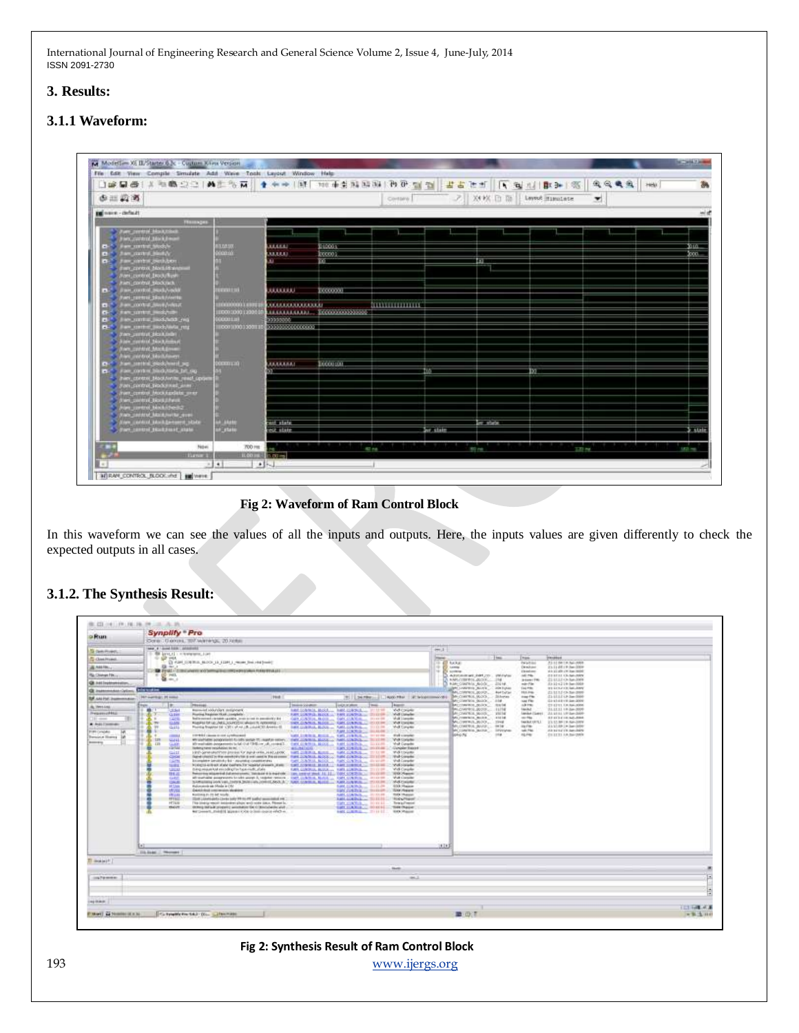## 3. Results:

### 3.1.1 Waveform:

Fig 2: Waveform of Ram Control Block

In this waveform we can see the values of all the inputs and outputs. Here, the inputs values are given differently to check the expected outputs in all cases.

### 3.1.2. The Synthesis Result:

Fig 2: Synthesis Result of Ram Control Block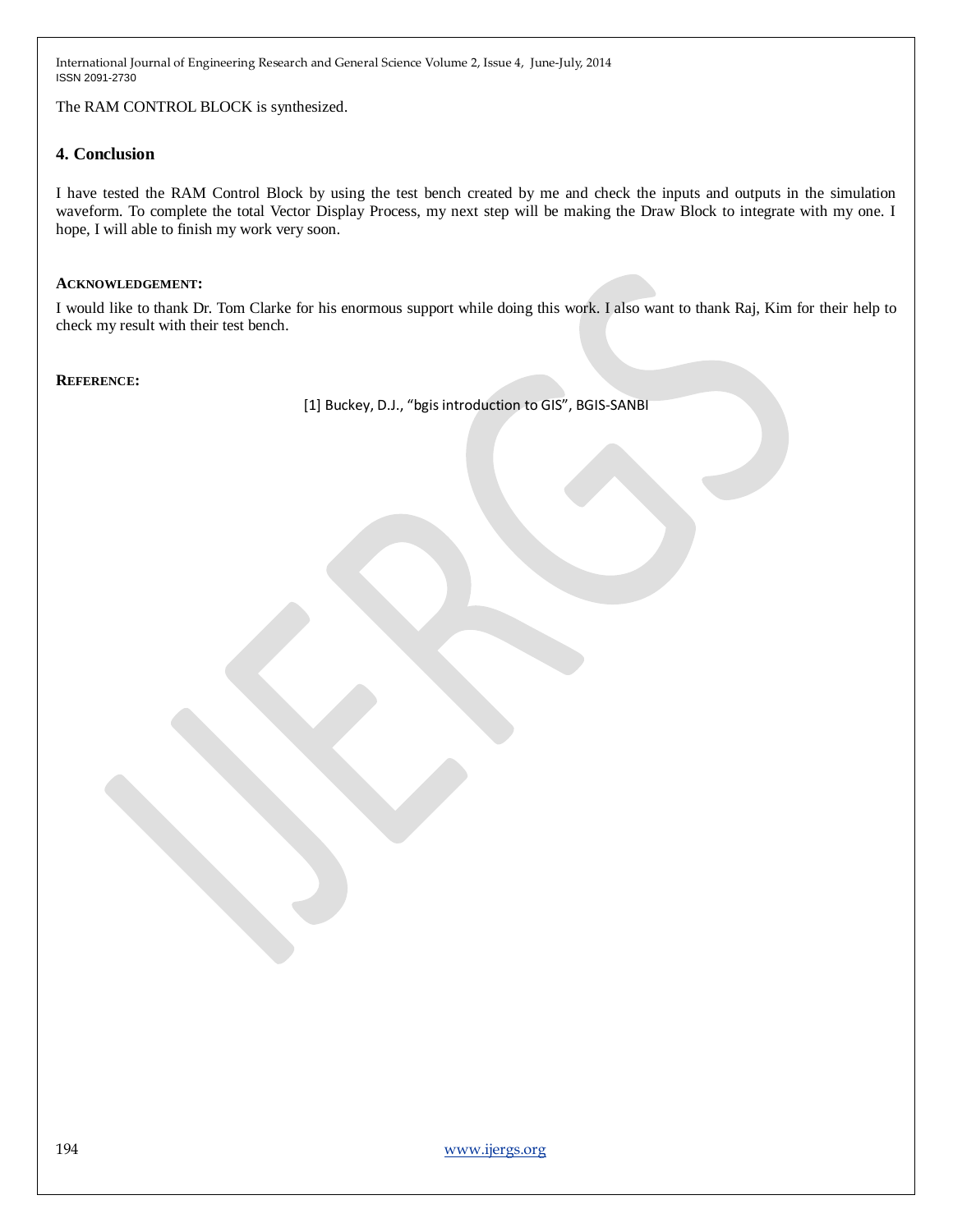The RAM CONTROL BLOCK is synthesized.

## 4. Conclusion

I have tested the RAM Control Block by using the test bench created by me and check the inputs and outputs in the simulation waveform. To complete the total Vector Display Process, my next step will be making the Draw Block to integrate with my one. I hope, I will able to finish my work very soon.

**ACKNOWLEDGEMENT:**

I would like to thank Dr. Tom Clarke for his enormous support while doing this work. I also want to thank Raj, Kim for their help to check my result with their test bench.

**REFERENCE:**

[1] Buckey, D.J., "bgis introduction to GIS", BGIS-SANBI